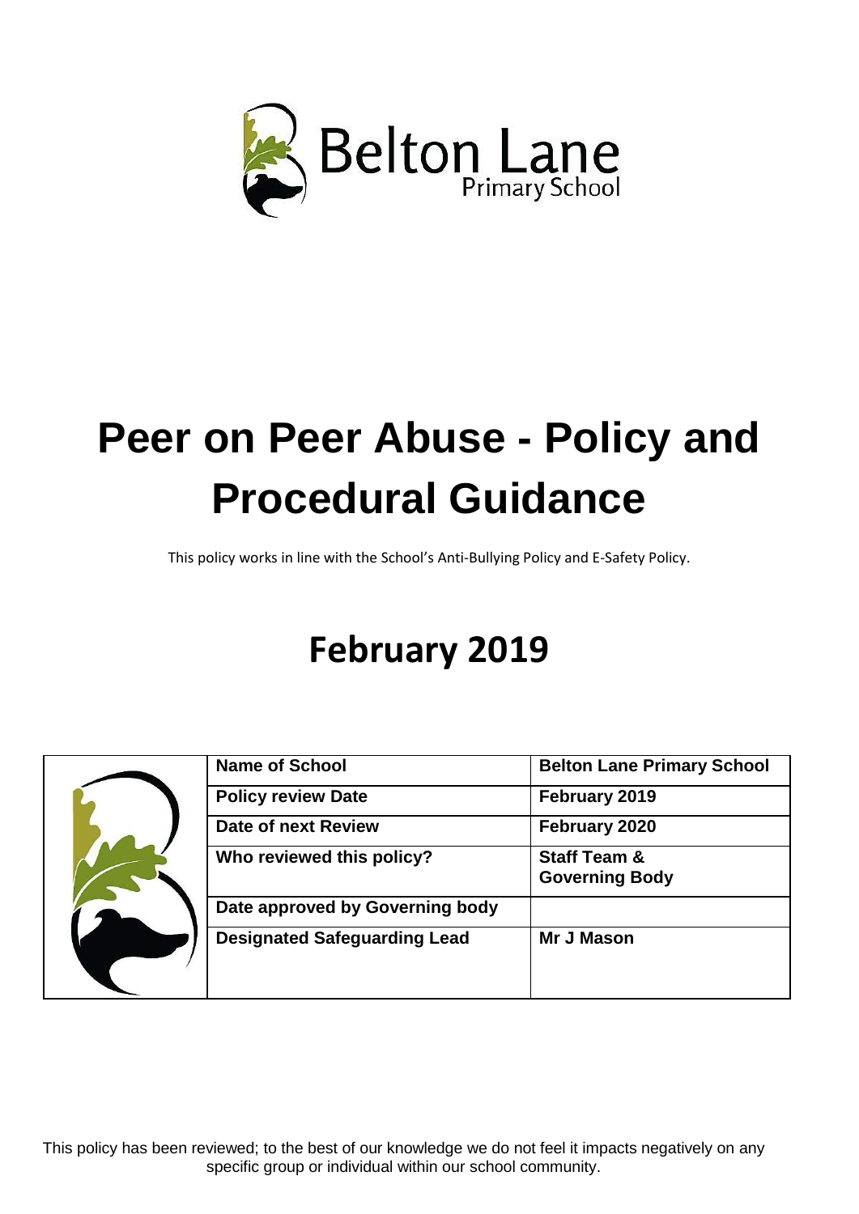Belton Lane
Primary School

# Peer on Peer Abuse - Policy and Procedural Guidance

This policy works in line with the School's Anti-Bullying Policy and E-Safety Policy.

## February 2019

| | | |
|---|---|---|
| | **Name of School** | **Belton Lane Primary School** |
| | **Policy review Date** | **February 2019** |
| | **Date of next Review** | **February 2020** |
| | **Who reviewed this policy?** | **Staff Team & Governing Body** |
| | **Date approved by Governing body** | |
| | **Designated Safeguarding Lead** | **Mr J Mason** |

This policy has been reviewed; to the best of our knowledge we do not feel it impacts negatively on any specific group or individual within our school community.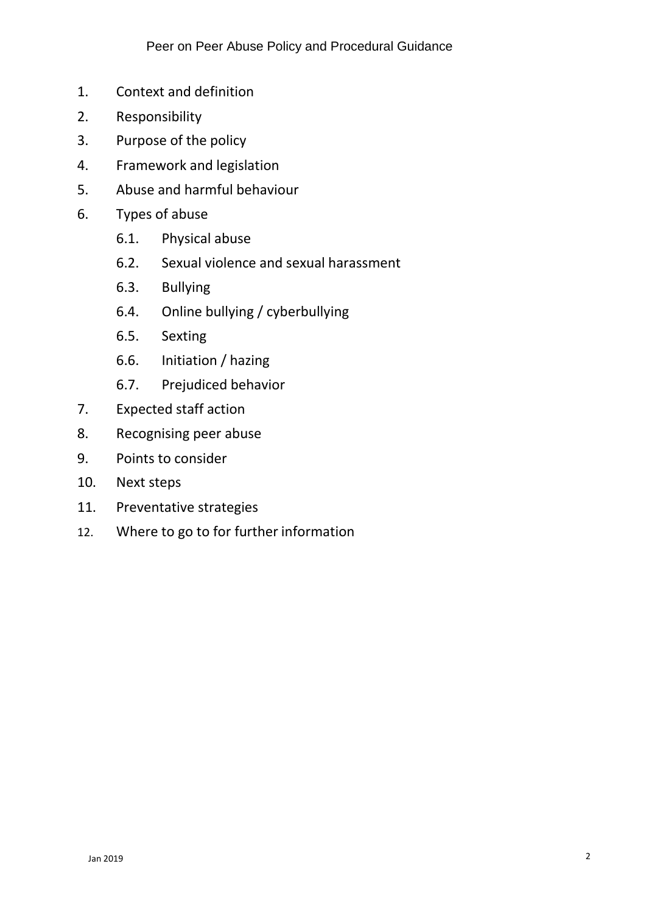1. Context and definition
2. Responsibility
3. Purpose of the policy
4. Framework and legislation
5. Abuse and harmful behaviour
6. Types of abuse
   - 6.1. Physical abuse
   - 6.2. Sexual violence and sexual harassment
   - 6.3. Bullying
   - 6.4. Online bullying / cyberbullying
   - 6.5. Sexting
   - 6.6. Initiation / hazing
   - 6.7. Prejudiced behavior
7. Expected staff action
8. Recognising peer abuse
9. Points to consider
10. Next steps
11. Preventative strategies
12. Where to go to for further information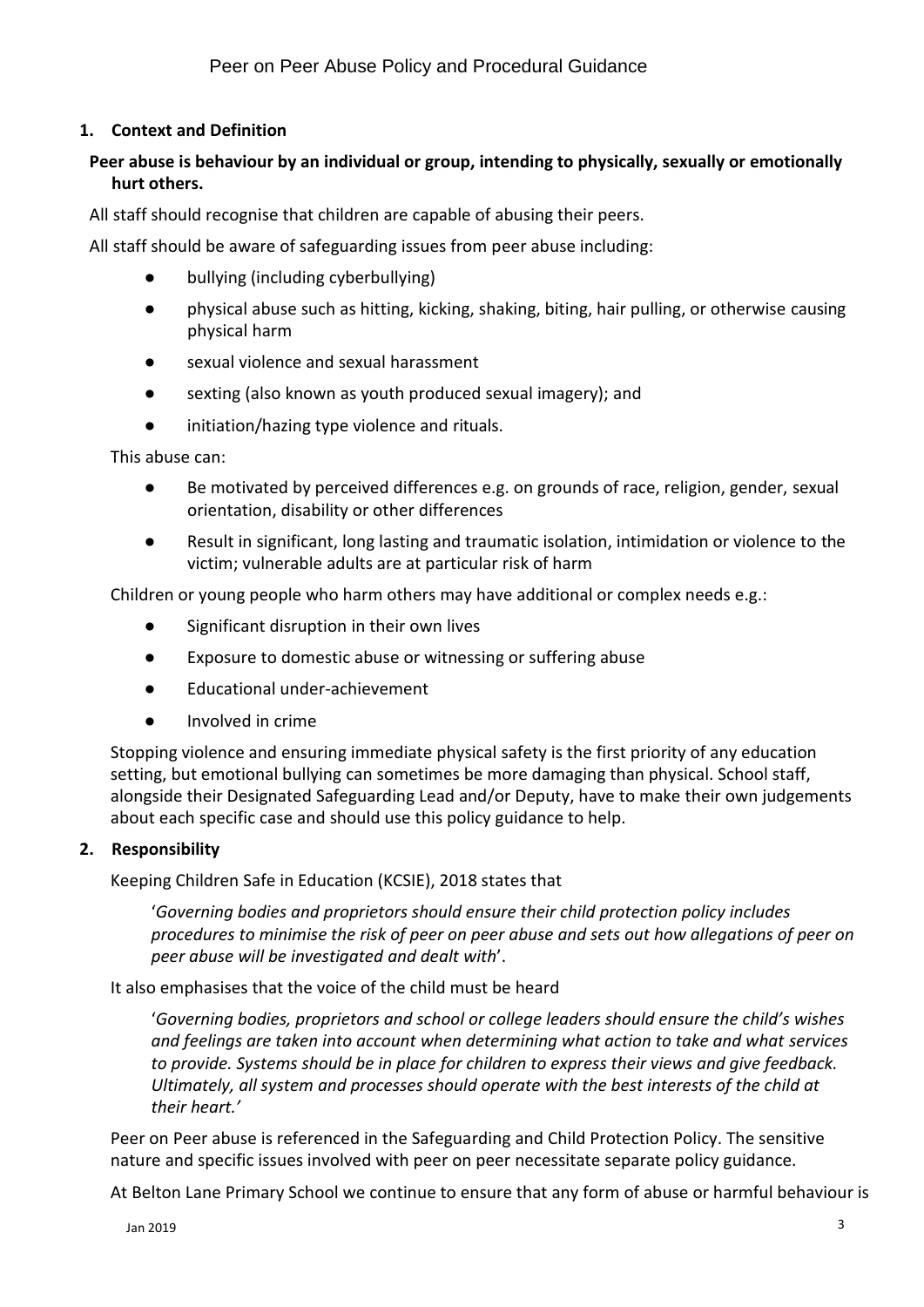## 1. Context and Definition

**Peer abuse is behaviour by an individual or group, intending to physically, sexually or emotionally hurt others.**

All staff should recognise that children are capable of abusing their peers.

All staff should be aware of safeguarding issues from peer abuse including:

- bullying (including cyberbullying)
- physical abuse such as hitting, kicking, shaking, biting, hair pulling, or otherwise causing physical harm
- sexual violence and sexual harassment
- sexting (also known as youth produced sexual imagery); and
- initiation/hazing type violence and rituals.

This abuse can:

- Be motivated by perceived differences e.g. on grounds of race, religion, gender, sexual orientation, disability or other differences
- Result in significant, long lasting and traumatic isolation, intimidation or violence to the victim; vulnerable adults are at particular risk of harm

Children or young people who harm others may have additional or complex needs e.g.:

- Significant disruption in their own lives
- Exposure to domestic abuse or witnessing or suffering abuse
- Educational under-achievement
- Involved in crime

Stopping violence and ensuring immediate physical safety is the first priority of any education setting, but emotional bullying can sometimes be more damaging than physical. School staff, alongside their Designated Safeguarding Lead and/or Deputy, have to make their own judgements about each specific case and should use this policy guidance to help.

## 2. Responsibility

Keeping Children Safe in Education (KCSIE), 2018 states that

'*Governing bodies and proprietors should ensure their child protection policy includes procedures to minimise the risk of peer on peer abuse and sets out how allegations of peer on peer abuse will be investigated and dealt with*'.

It also emphasises that the voice of the child must be heard

'*Governing bodies, proprietors and school or college leaders should ensure the child's wishes and feelings are taken into account when determining what action to take and what services to provide. Systems should be in place for children to express their views and give feedback. Ultimately, all system and processes should operate with the best interests of the child at their heart.*'

Peer on Peer abuse is referenced in the Safeguarding and Child Protection Policy. The sensitive nature and specific issues involved with peer on peer necessitate separate policy guidance.

At Belton Lane Primary School we continue to ensure that any form of abuse or harmful behaviour is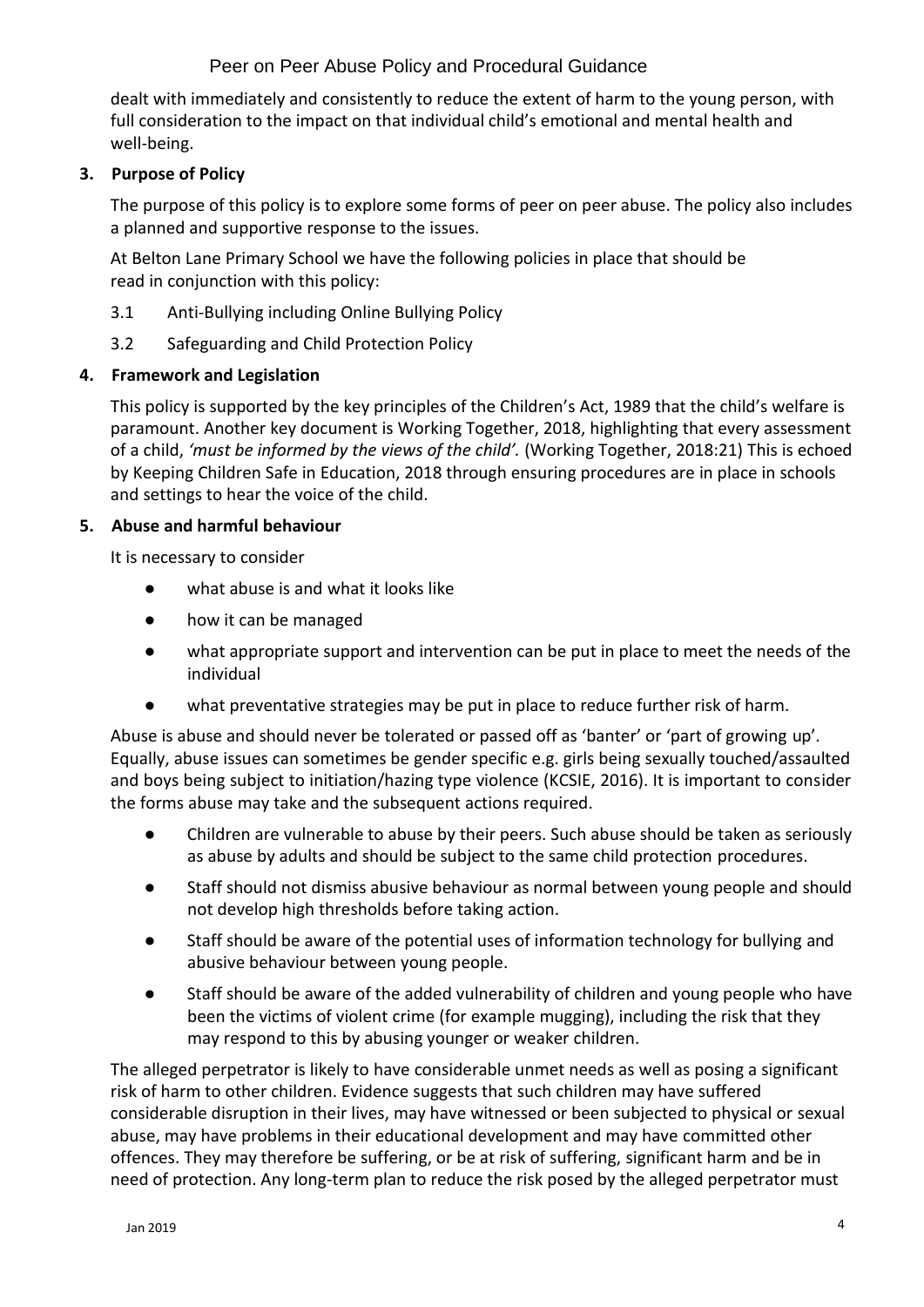dealt with immediately and consistently to reduce the extent of harm to the young person, with full consideration to the impact on that individual child's emotional and mental health and well-being.

## 3. Purpose of Policy

The purpose of this policy is to explore some forms of peer on peer abuse. The policy also includes a planned and supportive response to the issues.

At Belton Lane Primary School we have the following policies in place that should be read in conjunction with this policy:

3.1 Anti-Bullying including Online Bullying Policy

3.2 Safeguarding and Child Protection Policy

## 4. Framework and Legislation

This policy is supported by the key principles of the Children's Act, 1989 that the child's welfare is paramount. Another key document is Working Together, 2018, highlighting that every assessment of a child, *'must be informed by the views of the child'.* (Working Together, 2018:21) This is echoed by Keeping Children Safe in Education, 2018 through ensuring procedures are in place in schools and settings to hear the voice of the child.

## 5. Abuse and harmful behaviour

It is necessary to consider

- what abuse is and what it looks like
- how it can be managed
- what appropriate support and intervention can be put in place to meet the needs of the individual
- what preventative strategies may be put in place to reduce further risk of harm.

Abuse is abuse and should never be tolerated or passed off as 'banter' or 'part of growing up'. Equally, abuse issues can sometimes be gender specific e.g. girls being sexually touched/assaulted and boys being subject to initiation/hazing type violence (KCSIE, 2016). It is important to consider the forms abuse may take and the subsequent actions required.

- Children are vulnerable to abuse by their peers. Such abuse should be taken as seriously as abuse by adults and should be subject to the same child protection procedures.
- Staff should not dismiss abusive behaviour as normal between young people and should not develop high thresholds before taking action.
- Staff should be aware of the potential uses of information technology for bullying and abusive behaviour between young people.
- Staff should be aware of the added vulnerability of children and young people who have been the victims of violent crime (for example mugging), including the risk that they may respond to this by abusing younger or weaker children.

The alleged perpetrator is likely to have considerable unmet needs as well as posing a significant risk of harm to other children. Evidence suggests that such children may have suffered considerable disruption in their lives, may have witnessed or been subjected to physical or sexual abuse, may have problems in their educational development and may have committed other offences. They may therefore be suffering, or be at risk of suffering, significant harm and be in need of protection. Any long-term plan to reduce the risk posed by the alleged perpetrator must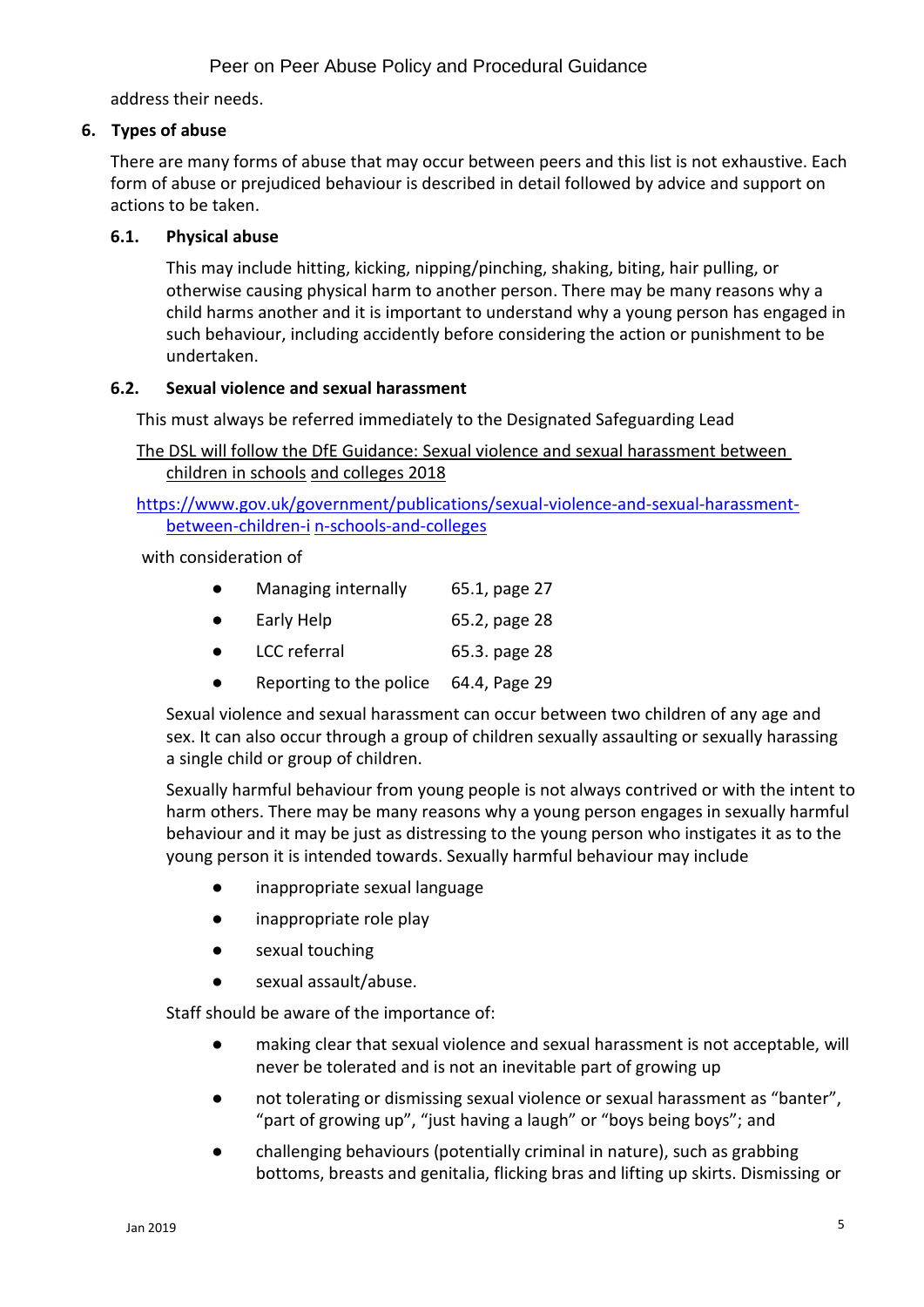address their needs.

## 6. Types of abuse

There are many forms of abuse that may occur between peers and this list is not exhaustive. Each form of abuse or prejudiced behaviour is described in detail followed by advice and support on actions to be taken.

### 6.1. Physical abuse

This may include hitting, kicking, nipping/pinching, shaking, biting, hair pulling, or otherwise causing physical harm to another person. There may be many reasons why a child harms another and it is important to understand why a young person has engaged in such behaviour, including accidently before considering the action or punishment to be undertaken.

### 6.2. Sexual violence and sexual harassment

This must always be referred immediately to the Designated Safeguarding Lead

The DSL will follow the DfE Guidance: Sexual violence and sexual harassment between children in schools and colleges 2018

https://www.gov.uk/government/publications/sexual-violence-and-sexual-harassment-between-children-in-schools-and-colleges

with consideration of

- Managing internally 65.1, page 27
- Early Help 65.2, page 28
- LCC referral 65.3. page 28
- Reporting to the police 64.4, Page 29

Sexual violence and sexual harassment can occur between two children of any age and sex. It can also occur through a group of children sexually assaulting or sexually harassing a single child or group of children.

Sexually harmful behaviour from young people is not always contrived or with the intent to harm others. There may be many reasons why a young person engages in sexually harmful behaviour and it may be just as distressing to the young person who instigates it as to the young person it is intended towards. Sexually harmful behaviour may include

- inappropriate sexual language
- inappropriate role play
- sexual touching
- sexual assault/abuse.

Staff should be aware of the importance of:

- making clear that sexual violence and sexual harassment is not acceptable, will never be tolerated and is not an inevitable part of growing up
- not tolerating or dismissing sexual violence or sexual harassment as "banter", "part of growing up", "just having a laugh" or "boys being boys"; and
- challenging behaviours (potentially criminal in nature), such as grabbing bottoms, breasts and genitalia, flicking bras and lifting up skirts. Dismissing or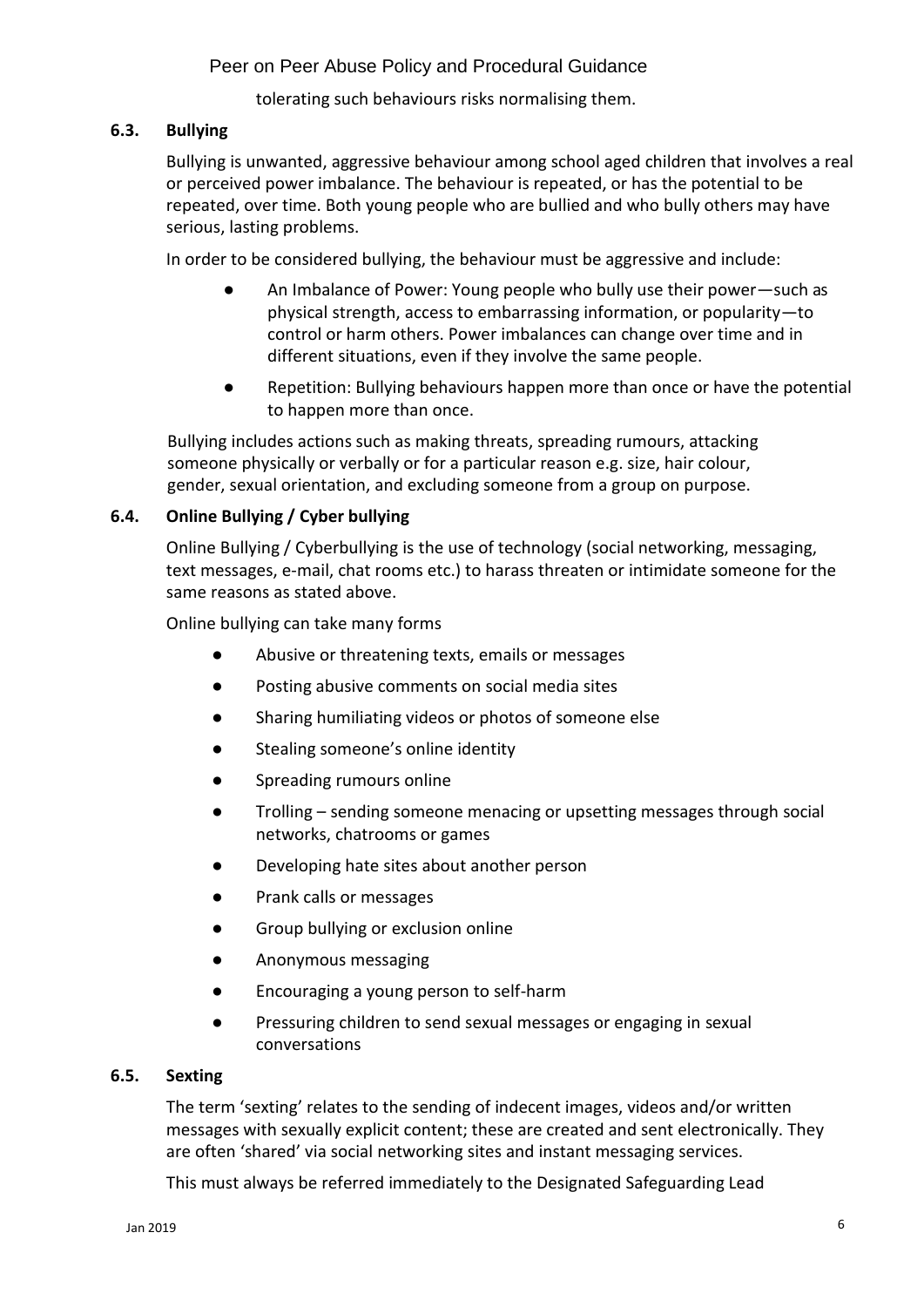tolerating such behaviours risks normalising them.

### 6.3. Bullying

Bullying is unwanted, aggressive behaviour among school aged children that involves a real or perceived power imbalance. The behaviour is repeated, or has the potential to be repeated, over time. Both young people who are bullied and who bully others may have serious, lasting problems.

In order to be considered bullying, the behaviour must be aggressive and include:

- An Imbalance of Power: Young people who bully use their power—such as physical strength, access to embarrassing information, or popularity—to control or harm others. Power imbalances can change over time and in different situations, even if they involve the same people.
- Repetition: Bullying behaviours happen more than once or have the potential to happen more than once.

Bullying includes actions such as making threats, spreading rumours, attacking someone physically or verbally or for a particular reason e.g. size, hair colour, gender, sexual orientation, and excluding someone from a group on purpose.

### 6.4. Online Bullying / Cyber bullying

Online Bullying / Cyberbullying is the use of technology (social networking, messaging, text messages, e-mail, chat rooms etc.) to harass threaten or intimidate someone for the same reasons as stated above.

Online bullying can take many forms

- Abusive or threatening texts, emails or messages
- Posting abusive comments on social media sites
- Sharing humiliating videos or photos of someone else
- Stealing someone's online identity
- Spreading rumours online
- Trolling – sending someone menacing or upsetting messages through social networks, chatrooms or games
- Developing hate sites about another person
- Prank calls or messages
- Group bullying or exclusion online
- Anonymous messaging
- Encouraging a young person to self-harm
- Pressuring children to send sexual messages or engaging in sexual conversations

### 6.5. Sexting

The term 'sexting' relates to the sending of indecent images, videos and/or written messages with sexually explicit content; these are created and sent electronically. They are often 'shared' via social networking sites and instant messaging services.

This must always be referred immediately to the Designated Safeguarding Lead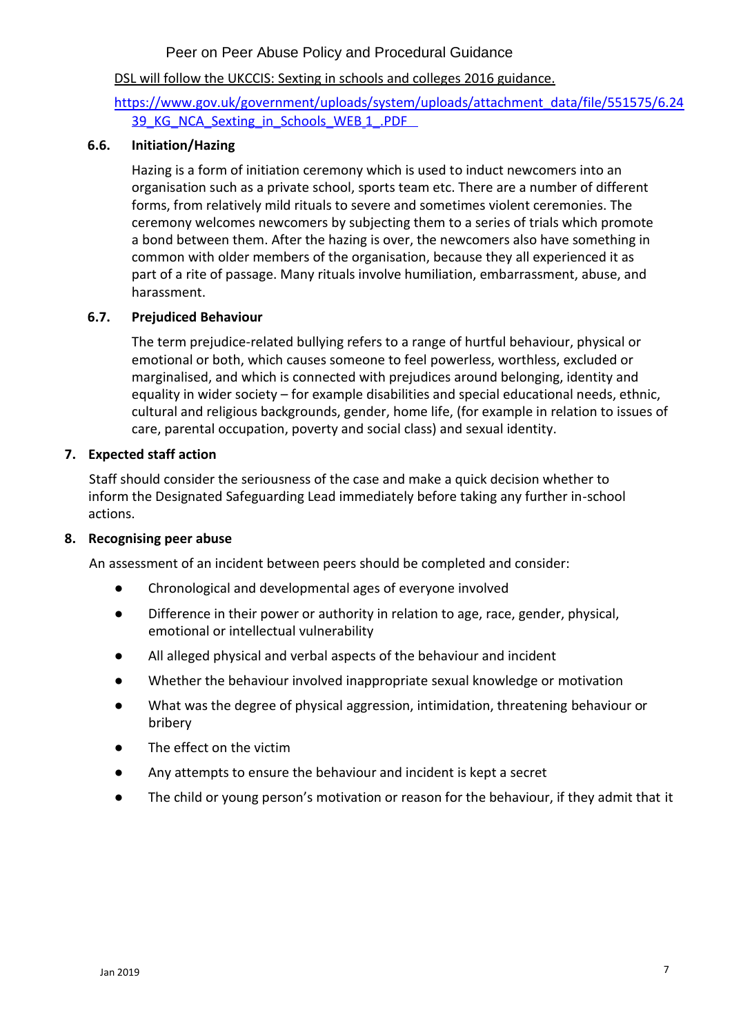DSL will follow the UKCCIS: Sexting in schools and colleges 2016 guidance.

https://www.gov.uk/government/uploads/system/uploads/attachment_data/file/551575/6.2439_KG_NCA_Sexting_in_Schools_WEB_1_.PDF

### 6.6. Initiation/Hazing

Hazing is a form of initiation ceremony which is used to induct newcomers into an organisation such as a private school, sports team etc. There are a number of different forms, from relatively mild rituals to severe and sometimes violent ceremonies. The ceremony welcomes newcomers by subjecting them to a series of trials which promote a bond between them. After the hazing is over, the newcomers also have something in common with older members of the organisation, because they all experienced it as part of a rite of passage. Many rituals involve humiliation, embarrassment, abuse, and harassment.

### 6.7. Prejudiced Behaviour

The term prejudice-related bullying refers to a range of hurtful behaviour, physical or emotional or both, which causes someone to feel powerless, worthless, excluded or marginalised, and which is connected with prejudices around belonging, identity and equality in wider society – for example disabilities and special educational needs, ethnic, cultural and religious backgrounds, gender, home life, (for example in relation to issues of care, parental occupation, poverty and social class) and sexual identity.

## 7. Expected staff action

Staff should consider the seriousness of the case and make a quick decision whether to inform the Designated Safeguarding Lead immediately before taking any further in-school actions.

## 8. Recognising peer abuse

An assessment of an incident between peers should be completed and consider:

- Chronological and developmental ages of everyone involved
- Difference in their power or authority in relation to age, race, gender, physical, emotional or intellectual vulnerability
- All alleged physical and verbal aspects of the behaviour and incident
- Whether the behaviour involved inappropriate sexual knowledge or motivation
- What was the degree of physical aggression, intimidation, threatening behaviour or bribery
- The effect on the victim
- Any attempts to ensure the behaviour and incident is kept a secret
- The child or young person's motivation or reason for the behaviour, if they admit that it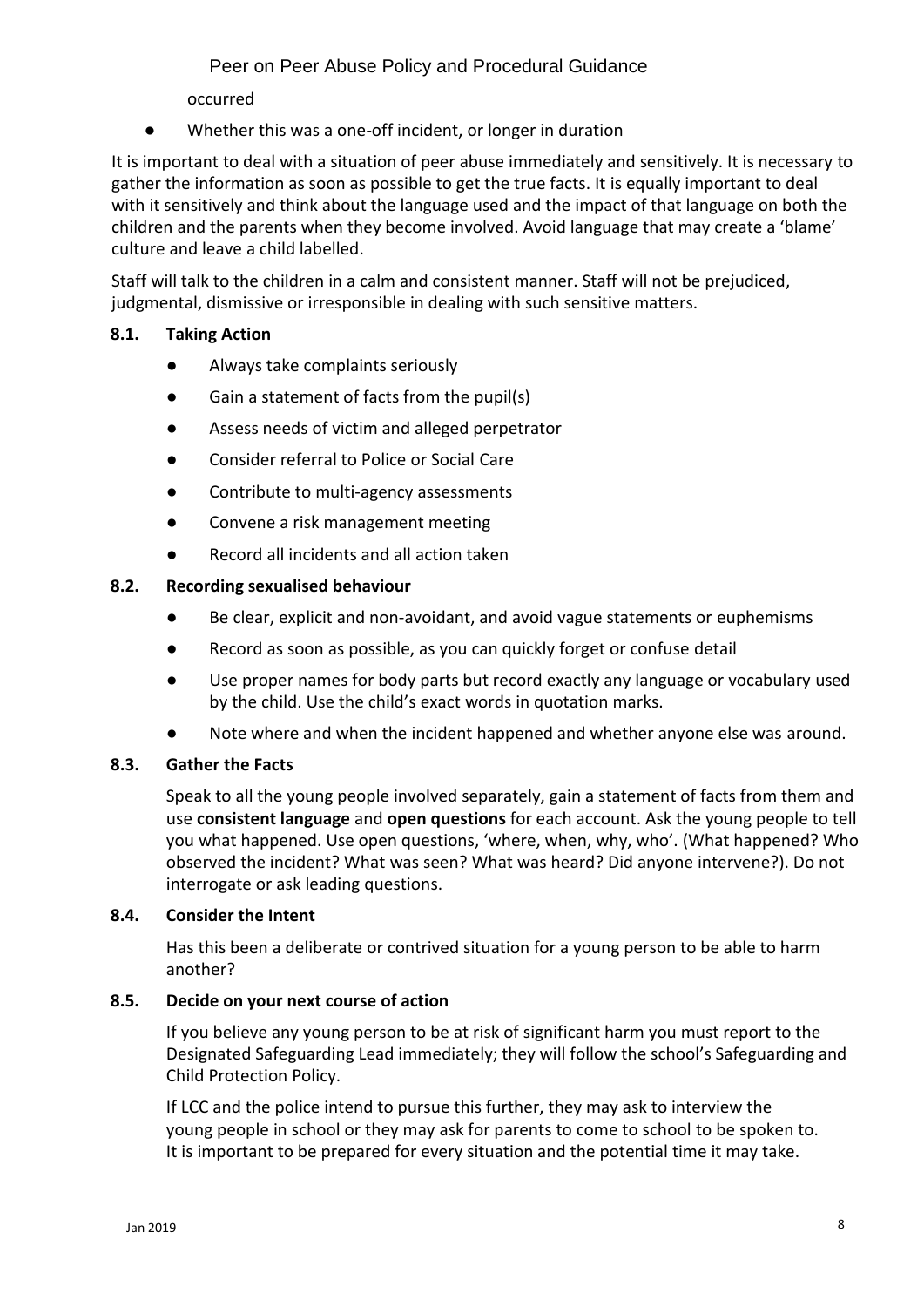occurred

- Whether this was a one-off incident, or longer in duration

It is important to deal with a situation of peer abuse immediately and sensitively. It is necessary to gather the information as soon as possible to get the true facts. It is equally important to deal with it sensitively and think about the language used and the impact of that language on both the children and the parents when they become involved. Avoid language that may create a 'blame' culture and leave a child labelled.

Staff will talk to the children in a calm and consistent manner. Staff will not be prejudiced, judgmental, dismissive or irresponsible in dealing with such sensitive matters.

### 8.1. Taking Action

- Always take complaints seriously
- Gain a statement of facts from the pupil(s)
- Assess needs of victim and alleged perpetrator
- Consider referral to Police or Social Care
- Contribute to multi-agency assessments
- Convene a risk management meeting
- Record all incidents and all action taken

### 8.2. Recording sexualised behaviour

- Be clear, explicit and non-avoidant, and avoid vague statements or euphemisms
- Record as soon as possible, as you can quickly forget or confuse detail
- Use proper names for body parts but record exactly any language or vocabulary used by the child. Use the child's exact words in quotation marks.
- Note where and when the incident happened and whether anyone else was around.

### 8.3. Gather the Facts

Speak to all the young people involved separately, gain a statement of facts from them and use **consistent language** and **open questions** for each account. Ask the young people to tell you what happened. Use open questions, 'where, when, why, who'. (What happened? Who observed the incident? What was seen? What was heard? Did anyone intervene?). Do not interrogate or ask leading questions.

### 8.4. Consider the Intent

Has this been a deliberate or contrived situation for a young person to be able to harm another?

### 8.5. Decide on your next course of action

If you believe any young person to be at risk of significant harm you must report to the Designated Safeguarding Lead immediately; they will follow the school's Safeguarding and Child Protection Policy.

If LCC and the police intend to pursue this further, they may ask to interview the young people in school or they may ask for parents to come to school to be spoken to. It is important to be prepared for every situation and the potential time it may take.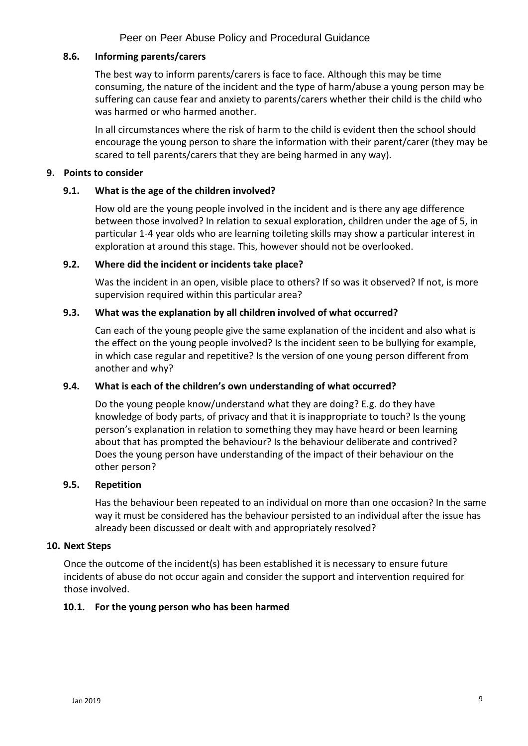### 8.6. Informing parents/carers

The best way to inform parents/carers is face to face. Although this may be time consuming, the nature of the incident and the type of harm/abuse a young person may be suffering can cause fear and anxiety to parents/carers whether their child is the child who was harmed or who harmed another.

In all circumstances where the risk of harm to the child is evident then the school should encourage the young person to share the information with their parent/carer (they may be scared to tell parents/carers that they are being harmed in any way).

## 9. Points to consider

### 9.1. What is the age of the children involved?

How old are the young people involved in the incident and is there any age difference between those involved? In relation to sexual exploration, children under the age of 5, in particular 1-4 year olds who are learning toileting skills may show a particular interest in exploration at around this stage. This, however should not be overlooked.

### 9.2. Where did the incident or incidents take place?

Was the incident in an open, visible place to others? If so was it observed? If not, is more supervision required within this particular area?

### 9.3. What was the explanation by all children involved of what occurred?

Can each of the young people give the same explanation of the incident and also what is the effect on the young people involved? Is the incident seen to be bullying for example, in which case regular and repetitive? Is the version of one young person different from another and why?

### 9.4. What is each of the children's own understanding of what occurred?

Do the young people know/understand what they are doing? E.g. do they have knowledge of body parts, of privacy and that it is inappropriate to touch? Is the young person's explanation in relation to something they may have heard or been learning about that has prompted the behaviour? Is the behaviour deliberate and contrived? Does the young person have understanding of the impact of their behaviour on the other person?

### 9.5. Repetition

Has the behaviour been repeated to an individual on more than one occasion? In the same way it must be considered has the behaviour persisted to an individual after the issue has already been discussed or dealt with and appropriately resolved?

## 10. Next Steps

Once the outcome of the incident(s) has been established it is necessary to ensure future incidents of abuse do not occur again and consider the support and intervention required for those involved.

### 10.1. For the young person who has been harmed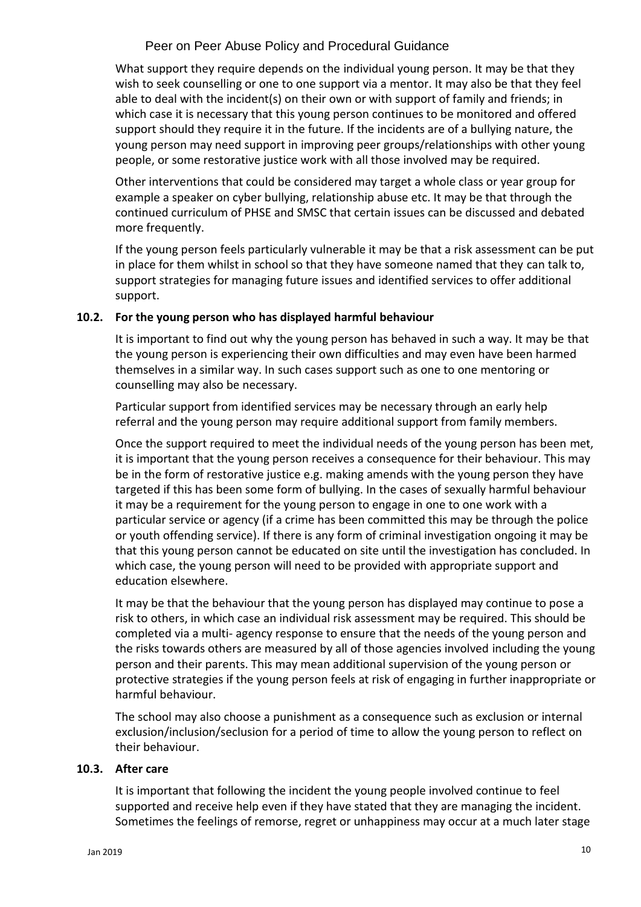What support they require depends on the individual young person. It may be that they wish to seek counselling or one to one support via a mentor. It may also be that they feel able to deal with the incident(s) on their own or with support of family and friends; in which case it is necessary that this young person continues to be monitored and offered support should they require it in the future. If the incidents are of a bullying nature, the young person may need support in improving peer groups/relationships with other young people, or some restorative justice work with all those involved may be required.

Other interventions that could be considered may target a whole class or year group for example a speaker on cyber bullying, relationship abuse etc. It may be that through the continued curriculum of PHSE and SMSC that certain issues can be discussed and debated more frequently.

If the young person feels particularly vulnerable it may be that a risk assessment can be put in place for them whilst in school so that they have someone named that they can talk to, support strategies for managing future issues and identified services to offer additional support.

### 10.2. For the young person who has displayed harmful behaviour

It is important to find out why the young person has behaved in such a way. It may be that the young person is experiencing their own difficulties and may even have been harmed themselves in a similar way. In such cases support such as one to one mentoring or counselling may also be necessary.

Particular support from identified services may be necessary through an early help referral and the young person may require additional support from family members.

Once the support required to meet the individual needs of the young person has been met, it is important that the young person receives a consequence for their behaviour. This may be in the form of restorative justice e.g. making amends with the young person they have targeted if this has been some form of bullying. In the cases of sexually harmful behaviour it may be a requirement for the young person to engage in one to one work with a particular service or agency (if a crime has been committed this may be through the police or youth offending service). If there is any form of criminal investigation ongoing it may be that this young person cannot be educated on site until the investigation has concluded. In which case, the young person will need to be provided with appropriate support and education elsewhere.

It may be that the behaviour that the young person has displayed may continue to pose a risk to others, in which case an individual risk assessment may be required. This should be completed via a multi- agency response to ensure that the needs of the young person and the risks towards others are measured by all of those agencies involved including the young person and their parents. This may mean additional supervision of the young person or protective strategies if the young person feels at risk of engaging in further inappropriate or harmful behaviour.

The school may also choose a punishment as a consequence such as exclusion or internal exclusion/inclusion/seclusion for a period of time to allow the young person to reflect on their behaviour.

### 10.3. After care

It is important that following the incident the young people involved continue to feel supported and receive help even if they have stated that they are managing the incident. Sometimes the feelings of remorse, regret or unhappiness may occur at a much later stage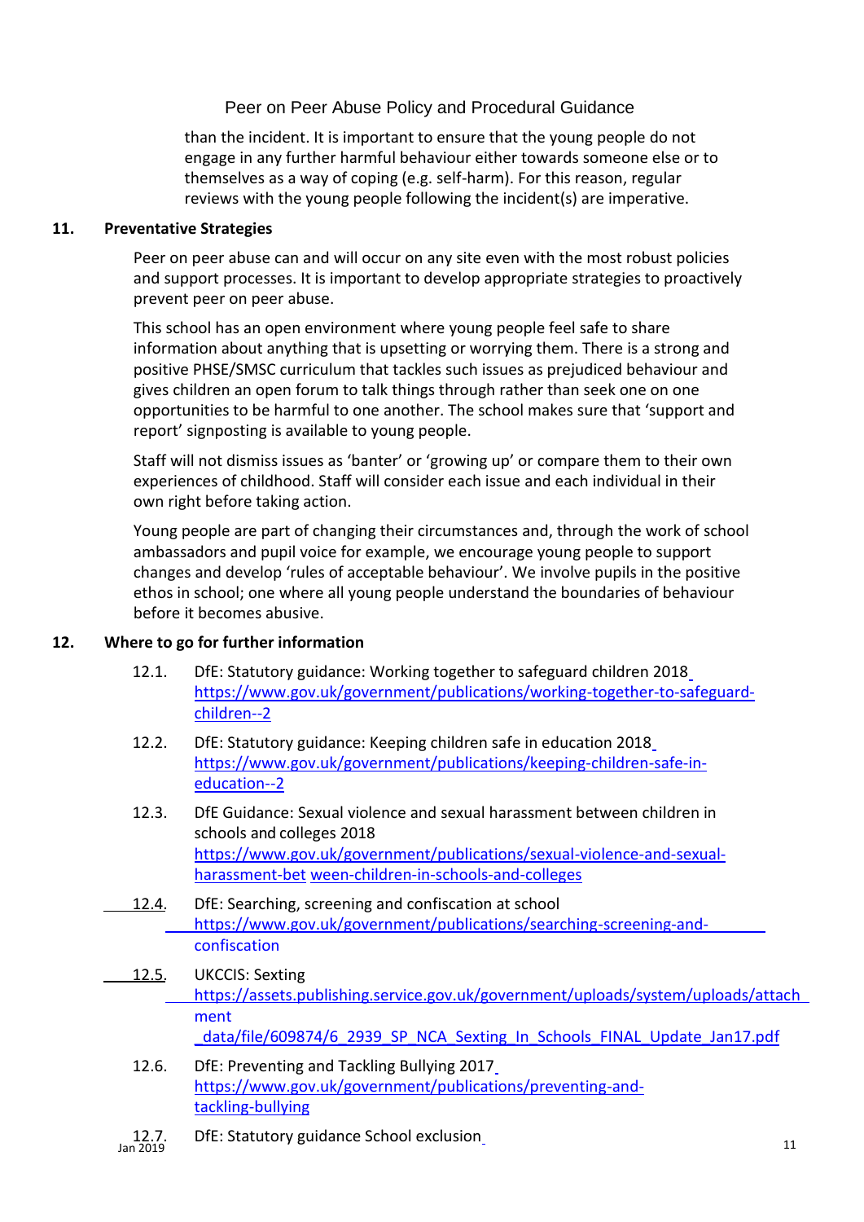than the incident. It is important to ensure that the young people do not engage in any further harmful behaviour either towards someone else or to themselves as a way of coping (e.g. self-harm). For this reason, regular reviews with the young people following the incident(s) are imperative.

## 11. Preventative Strategies

Peer on peer abuse can and will occur on any site even with the most robust policies and support processes. It is important to develop appropriate strategies to proactively prevent peer on peer abuse.

This school has an open environment where young people feel safe to share information about anything that is upsetting or worrying them. There is a strong and positive PHSE/SMSC curriculum that tackles such issues as prejudiced behaviour and gives children an open forum to talk things through rather than seek one on one opportunities to be harmful to one another. The school makes sure that 'support and report' signposting is available to young people.

Staff will not dismiss issues as 'banter' or 'growing up' or compare them to their own experiences of childhood. Staff will consider each issue and each individual in their own right before taking action.

Young people are part of changing their circumstances and, through the work of school ambassadors and pupil voice for example, we encourage young people to support changes and develop 'rules of acceptable behaviour'. We involve pupils in the positive ethos in school; one where all young people understand the boundaries of behaviour before it becomes abusive.

## 12. Where to go for further information

12.1. DfE: Statutory guidance: Working together to safeguard children 2018 https://www.gov.uk/government/publications/working-together-to-safeguard-children--2

12.2. DfE: Statutory guidance: Keeping children safe in education 2018 https://www.gov.uk/government/publications/keeping-children-safe-in-education--2

12.3. DfE Guidance: Sexual violence and sexual harassment between children in schools and colleges 2018 https://www.gov.uk/government/publications/sexual-violence-and-sexual-harassment-bet ween-children-in-schools-and-colleges

12.4. DfE: Searching, screening and confiscation at school https://www.gov.uk/government/publications/searching-screening-and-confiscation

12.5. UKCCIS: Sexting https://assets.publishing.service.gov.uk/government/uploads/system/uploads/attachment _data/file/609874/6_2939_SP_NCA_Sexting_In_Schools_FINAL_Update_Jan17.pdf

12.6. DfE: Preventing and Tackling Bullying 2017 https://www.gov.uk/government/publications/preventing-and-tackling-bullying

12.7. DfE: Statutory guidance School exclusion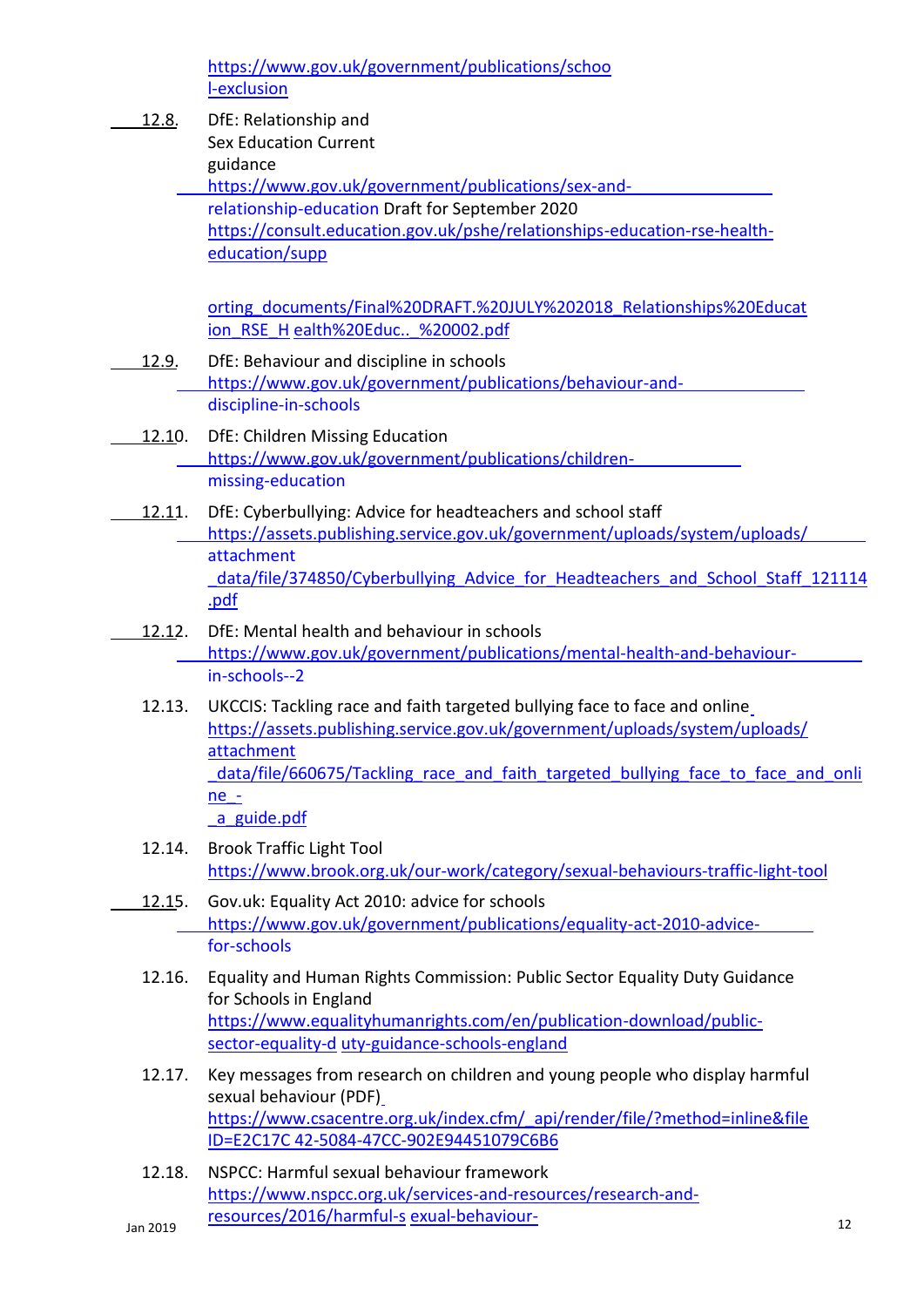https://www.gov.uk/government/publications/school-exclusion

12.8. DfE: Relationship and Sex Education Current guidance https://www.gov.uk/government/publications/sex-and-relationship-education Draft for September 2020 https://consult.education.gov.uk/pshe/relationships-education-rse-health-education/supporting_documents/Final%20DRAFT.%20JULY%202018_Relationships%20Education_RSE_H ealth%20Educ.._%20002.pdf

12.9. DfE: Behaviour and discipline in schools https://www.gov.uk/government/publications/behaviour-and-discipline-in-schools

12.10. DfE: Children Missing Education https://www.gov.uk/government/publications/children-missing-education

12.11. DfE: Cyberbullying: Advice for headteachers and school staff https://assets.publishing.service.gov.uk/government/uploads/system/uploads/attachment_data/file/374850/Cyberbullying_Advice_for_Headteachers_and_School_Staff_121114.pdf

12.12. DfE: Mental health and behaviour in schools https://www.gov.uk/government/publications/mental-health-and-behaviour-in-schools--2

12.13. UKCCIS: Tackling race and faith targeted bullying face to face and online https://assets.publishing.service.gov.uk/government/uploads/system/uploads/attachment_data/file/660675/Tackling_race_and_faith_targeted_bullying_face_to_face_and_online_-_a_guide.pdf

12.14. Brook Traffic Light Tool https://www.brook.org.uk/our-work/category/sexual-behaviours-traffic-light-tool

12.15. Gov.uk: Equality Act 2010: advice for schools https://www.gov.uk/government/publications/equality-act-2010-advice-for-schools

12.16. Equality and Human Rights Commission: Public Sector Equality Duty Guidance for Schools in England https://www.equalityhumanrights.com/en/publication-download/public-sector-equality-d uty-guidance-schools-england

12.17. Key messages from research on children and young people who display harmful sexual behaviour (PDF) https://www.csacentre.org.uk/index.cfm/_api/render/file/?method=inline&fileID=E2C17C 42-5084-47CC-902E94451079C6B6

12.18. NSPCC: Harmful sexual behaviour framework https://www.nspcc.org.uk/services-and-resources/research-and-resources/2016/harmful-s exual-behaviour-

Jan 2019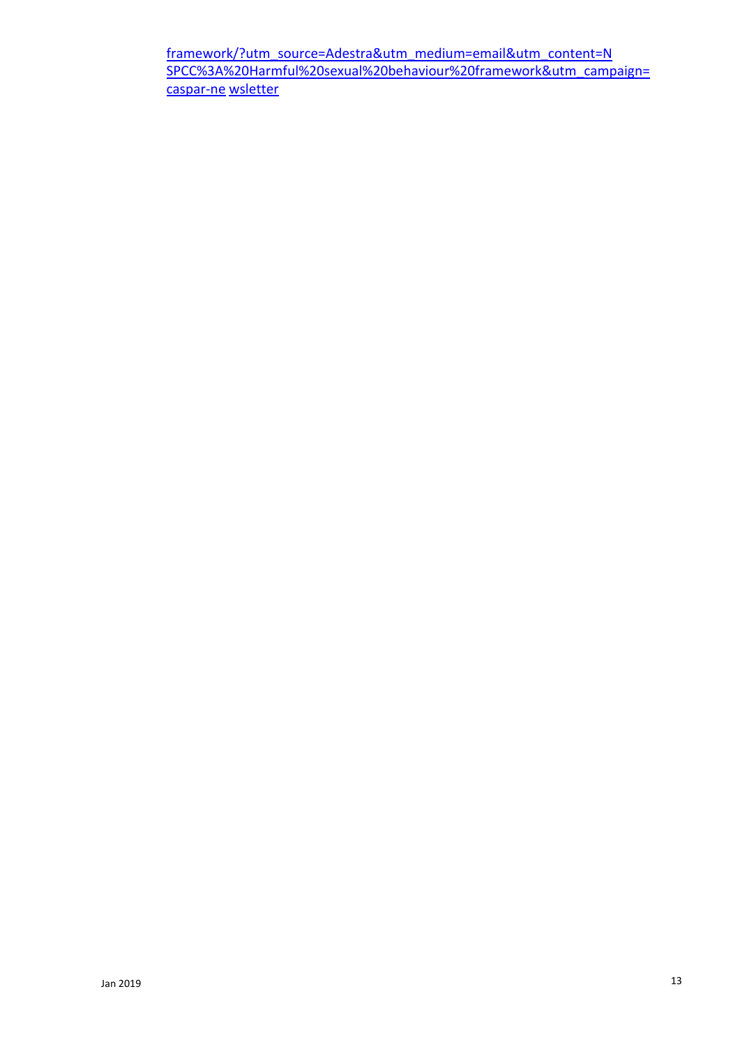framework/?utm_source=Adestra&utm_medium=email&utm_content=NSPCC%3A%20Harmful%20sexual%20behaviour%20framework&utm_campaign=caspar-newsletter